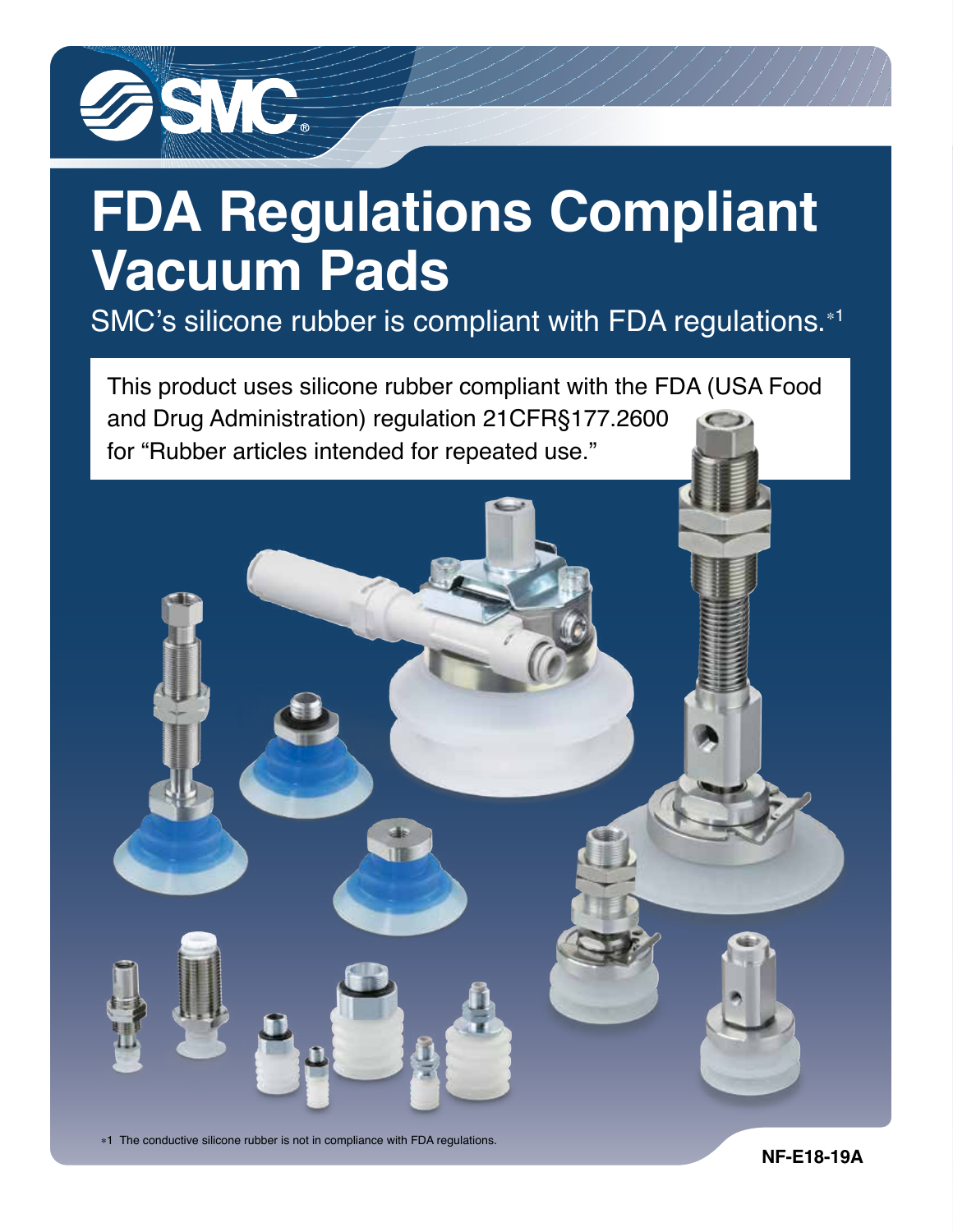SMC

# FDA Regulations Compliant Vacuum Pads

SMC's silicone rubber is compliant with FDA regulations.*1

This product uses silicone rubber compliant with the FDA (USA Food and Drug Administration) regulation 21CFR§177.2600 for "Rubber articles intended for repeated use."

*1 The conductive silicone rubber is not in compliance with FDA regulations.

NF-E18-19A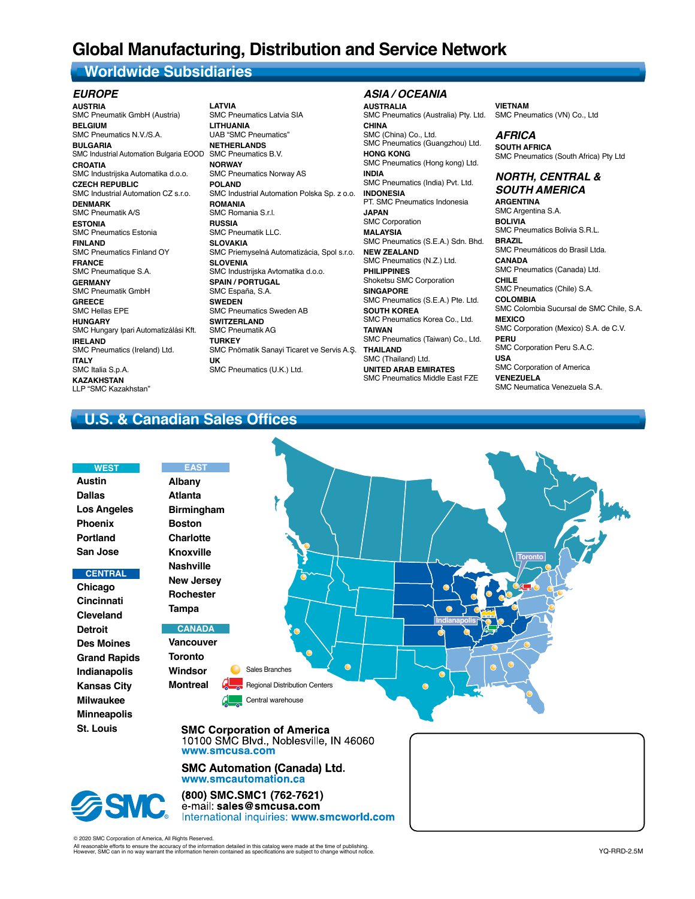# Global Manufacturing, Distribution and Service Network

## Worldwide Subsidiaries

### EUROPE

**AUSTRIA**
SMC Pneumatik GmbH (Austria)
**BELGIUM**
SMC Pneumatics N.V./S.A.
**BULGARIA**
SMC Industrial Automation Bulgaria EOOD
**CROATIA**
SMC Industrijska Automatika d.o.o.
**CZECH REPUBLIC**
SMC Industrial Automation CZ s.r.o.
**DENMARK**
SMC Pneumatik A/S
**ESTONIA**
SMC Pneumatics Estonia
**FINLAND**
SMC Pneumatics Finland OY
**FRANCE**
SMC Pneumatique S.A.
**GERMANY**
SMC Pneumatik GmbH
**GREECE**
SMC Hellas EPE
**HUNGARY**
SMC Hungary Ipari Automatizálási Kft.
**IRELAND**
SMC Pneumatics (Ireland) Ltd.
**ITALY**
SMC Italia S.p.A.
**KAZAKHSTAN**
LLP “SMC Kazakhstan”
**LATVIA**
SMC Pneumatics Latvia SIA
**LITHUANIA**
UAB “SMC Pneumatics”
**NETHERLANDS**
SMC Pneumatics B.V.
**NORWAY**
SMC Pneumatics Norway AS
**POLAND**
SMC Industrial Automation Polska Sp. z o.o.
**ROMANIA**
SMC Romania S.r.l.
**RUSSIA**
SMC Pneumatik LLC.
**SLOVAKIA**
SMC Priemyselná Automatizácia, Spol s.r.o.
**SLOVENIA**
SMC Industrijska Avtomatika d.o.o.
**SPAIN / PORTUGAL**
SMC España, S.A.
**SWEDEN**
SMC Pneumatics Sweden AB
**SWITZERLAND**
SMC Pneumatik AG
**TURKEY**
SMC Pnömatik Sanayi Ticaret ve Servis A.Ş.
**UK**
SMC Pneumatics (U.K.) Ltd.

### ASIA / OCEANIA

**AUSTRALIA**
SMC Pneumatics (Australia) Pty. Ltd.
**CHINA**
SMC (China) Co., Ltd.
SMC Pneumatics (Guangzhou) Ltd.
**HONG KONG**
SMC Pneumatics (Hong kong) Ltd.
**INDIA**
SMC Pneumatics (India) Pvt. Ltd.
**INDONESIA**
PT. SMC Pneumatics Indonesia
**JAPAN**
SMC Corporation
**MALAYSIA**
SMC Pneumatics (S.E.A.) Sdn. Bhd.
**NEW ZEALAND**
SMC Pneumatics (N.Z.) Ltd.
**PHILIPPINES**
Shoketsu SMC Corporation
**SINGAPORE**
SMC Pneumatics (S.E.A.) Pte. Ltd.
**SOUTH KOREA**
SMC Pneumatics Korea Co., Ltd.
**TAIWAN**
SMC Pneumatics (Taiwan) Co., Ltd.
**THAILAND**
SMC (Thailand) Ltd.
**UNITED ARAB EMIRATES**
SMC Pneumatics Middle East FZE
**VIETNAM**
SMC Pneumatics (VN) Co., Ltd

### AFRICA

**SOUTH AFRICA**
SMC Pneumatics (South Africa) Pty Ltd

### NORTH, CENTRAL & SOUTH AMERICA

**ARGENTINA**
SMC Argentina S.A.
**BOLIVIA**
SMC Pneumatics Bolivia S.R.L.
**BRAZIL**
SMC Pneumáticos do Brasil Ltda.
**CANADA**
SMC Pneumatics (Canada) Ltd.
**CHILE**
SMC Pneumatics (Chile) S.A.
**COLOMBIA**
SMC Colombia Sucursal de SMC Chile, S.A.
**MEXICO**
SMC Corporation (Mexico) S.A. de C.V.
**PERU**
SMC Corporation Peru S.A.C.
**USA**
SMC Corporation of America
**VENEZUELA**
SMC Neumatica Venezuela S.A.

## U.S. & Canadian Sales Offices

**WEST**
Austin
Dallas
Los Angeles
Phoenix
Portland
San Jose

**CENTRAL**
Chicago
Cincinnati
Cleveland
Detroit
Des Moines
Grand Rapids
Indianapolis
Kansas City
Milwaukee
Minneapolis
St. Louis

**EAST**
Albany
Atlanta
Birmingham
Boston
Charlotte
Knoxville
Nashville
New Jersey
Rochester
Tampa

**CANADA**
Vancouver
Toronto
Windsor
Montreal

Toronto
Indianapolis

Sales Branches
Regional Distribution Centers
Central warehouse

**SMC Corporation of America**
10100 SMC Blvd., Noblesville, IN 46060
**www.smcusa.com**

**SMC Automation (Canada) Ltd.**
**www.smcautomation.ca**

**(800) SMC.SMC1 (762-7621)**
e-mail: **sales@smcusa.com**
International inquiries: **www.smcworld.com**

© 2020 SMC Corporation of America, All Rights Reserved.
All reasonable efforts to ensure the accuracy of the information detailed in this catalog were made at the time of publishing. However, SMC can in no way warrant the information herein contained as specifications are subject to change without notice.

YQ-RRD-2.5M